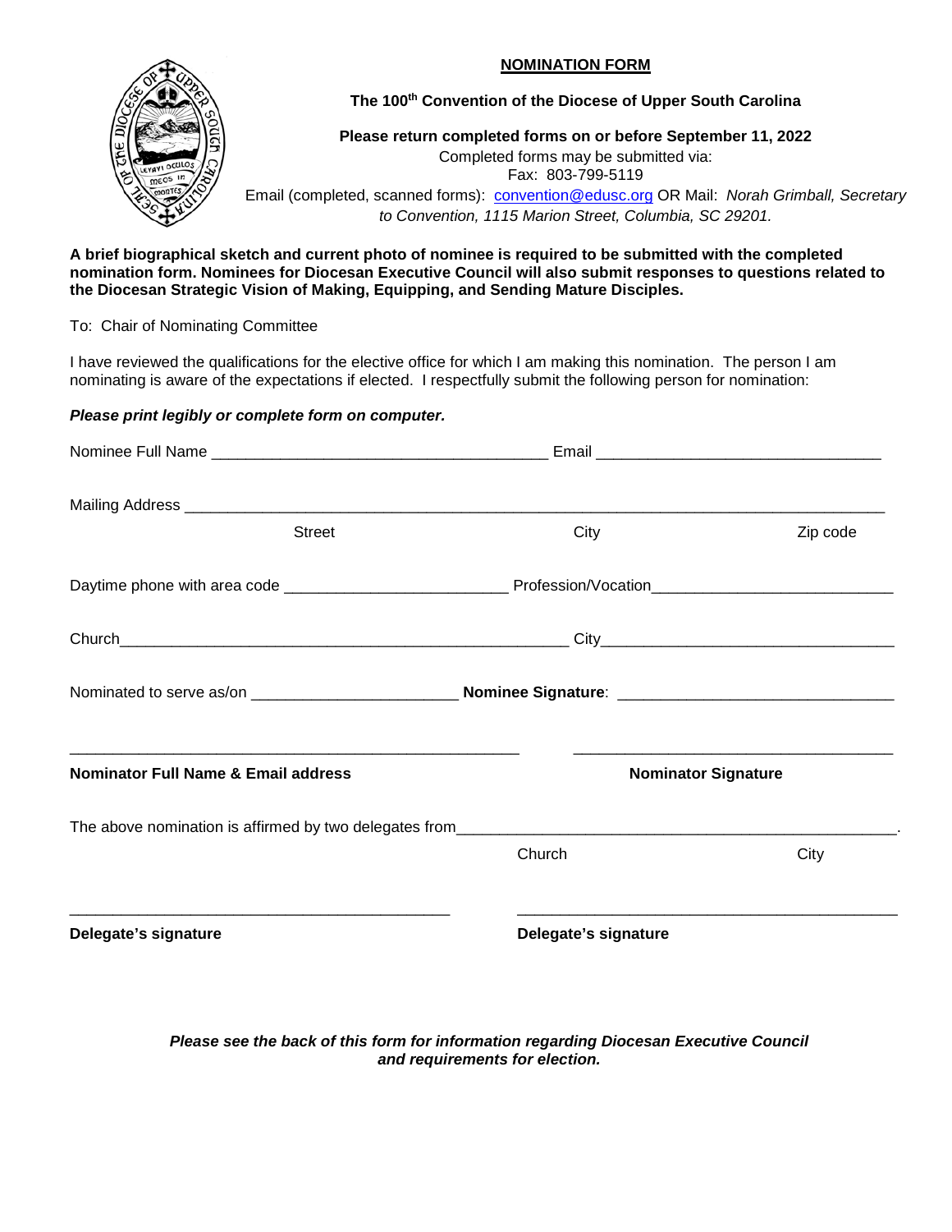## NOMINATION FORM

**The 100th Convention of the Diocese of Upper South Carolina**

**Please return completed forms on or before September 11, 2022**

Completed forms may be submitted via:
Fax: 803-799-5119
Email (completed, scanned forms): convention@edusc.org OR Mail: *Norah Grimball, Secretary to Convention, 1115 Marion Street, Columbia, SC 29201.*

**A brief biographical sketch and current photo of nominee is required to be submitted with the completed nomination form. Nominees for Diocesan Executive Council will also submit responses to questions related to the Diocesan Strategic Vision of Making, Equipping, and Sending Mature Disciples.**

To: Chair of Nominating Committee

I have reviewed the qualifications for the elective office for which I am making this nomination. The person I am nominating is aware of the expectations if elected. I respectfully submit the following person for nomination:

***Please print legibly or complete form on computer.***

Nominee Full Name ________________________________________ Email ________________________________

Mailing Address ________________________________________________________________________________
Street City Zip code

Daytime phone with area code __________________________ Profession/Vocation___________________________

Church_____________________________________________________ City_________________________________

Nominated to serve as/on ________________________ **Nominee Signature**: _______________________________

_____________________________________________ _____________________________________

**Nominator Full Name & Email address** **Nominator Signature**

The above nomination is affirmed by two delegates from_____________________________________________________.
Church City

_____________________________________________ _____________________________________________

**Delegate's signature** **Delegate's signature**

***Please see the back of this form for information regarding Diocesan Executive Council and requirements for election.***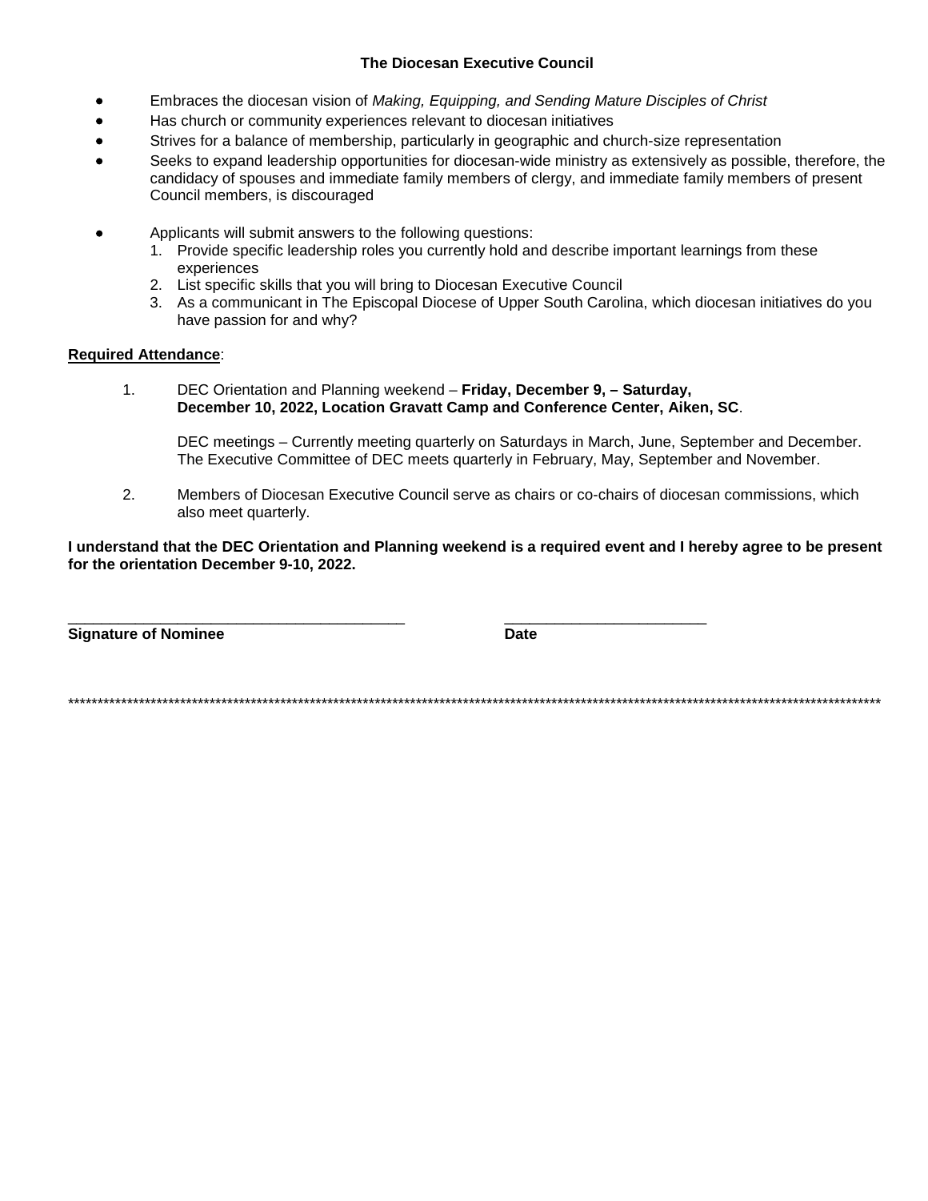**The Diocesan Executive Council**

- Embraces the diocesan vision of *Making, Equipping, and Sending Mature Disciples of Christ*
- Has church or community experiences relevant to diocesan initiatives
- Strives for a balance of membership, particularly in geographic and church-size representation
- Seeks to expand leadership opportunities for diocesan-wide ministry as extensively as possible, therefore, the candidacy of spouses and immediate family members of clergy, and immediate family members of present Council members, is discouraged

- Applicants will submit answers to the following questions:
  1. Provide specific leadership roles you currently hold and describe important learnings from these experiences
  2. List specific skills that you will bring to Diocesan Executive Council
  3. As a communicant in The Episcopal Diocese of Upper South Carolina, which diocesan initiatives do you have passion for and why?

**<u>Required Attendance</u>**:

1. DEC Orientation and Planning weekend – **Friday, December 9, – Saturday, December 10, 2022, Location Gravatt Camp and Conference Center, Aiken, SC**.

   DEC meetings – Currently meeting quarterly on Saturdays in March, June, September and December. The Executive Committee of DEC meets quarterly in February, May, September and November.

2. Members of Diocesan Executive Council serve as chairs or co-chairs of diocesan commissions, which also meet quarterly.

**I understand that the DEC Orientation and Planning weekend is a required event and I hereby agree to be present for the orientation December 9-10, 2022.**

_________________________________________ ________________________

**Signature of Nominee** **Date**

*****************************************************************************************************************************************